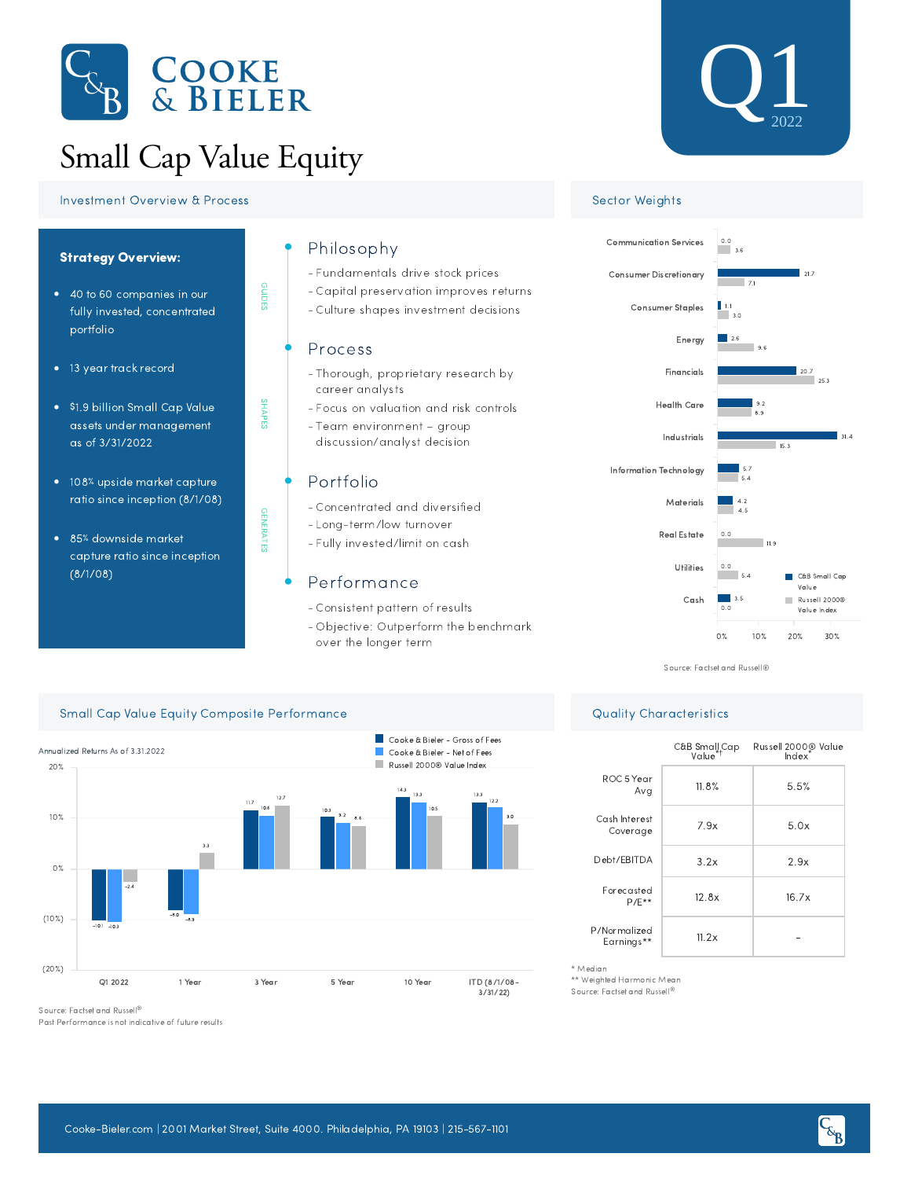# Cooke & Bieler

# Small Cap Value Equity

**Q1 2022**

## Investment Overview & Process

**Strategy Overview:**

- 40 to 60 companies in our fully invested, concentrated portfolio
- 13 year track record
- $1.9 billion Small Cap Value assets under management as of 3/31/2022
- 108% upside market capture ratio since inception (8/1/08)
- 85% downside market capture ratio since inception (8/1/08)

GUIDES

### Philosophy

- Fundamentals drive stock prices
- Capital preservation improves returns
- Culture shapes investment decisions

SHAPES

### Process

- Thorough, proprietary research by career analysts
- Focus on valuation and risk controls
- Team environment – group discussion/analyst decision

GENERATES

### Portfolio

- Concentrated and diversified
- Long-term/low turnover
- Fully invested/limit on cash

### Performance

- Consistent pattern of results
- Objective: Outperform the benchmark over the longer term

## Sector Weights

| Sector | C&B Small Cap Value | Russell 2000® Value Index |
|---|---|---|
| Communication Services | 0.0 | 3.6 |
| Consumer Discretionary | 21.7 | 7.1 |
| Consumer Staples | 1.1 | 3.0 |
| Energy | 2.6 | 9.6 |
| Financials | 20.7 | 25.3 |
| Health Care | 9.2 | 8.9 |
| Industrials | 31.4 | 15.3 |
| Information Technology | 5.7 | 5.4 |
| Materials | 4.2 | 4.5 |
| Real Estate | 0.0 | 11.9 |
| Utilities | 0.0 | 5.4 |
| Cash | 3.5 | 0.0 |

Source: Factset and Russell®

## Small Cap Value Equity Composite Performance

Annualized Returns As of 3.31.2022

| Period | Cooke & Bieler - Gross of Fees | Cooke & Bieler - Net of Fees | Russell 2000® Value Index |
|---|---|---|---|
| Q1 2022 | -10.1 | -10.3 | -2.4 |
| 1 Year | -9.0 | -9.3 | 3.3 |
| 3 Year | 11.7 | 10.6 | 12.7 |
| 5 Year | 10.3 | 9.2 | 8.6 |
| 10 Year | 14.3 | 13.3 | 10.5 |
| ITD (8/1/08 - 3/31/22) | 13.3 | 12.2 | 9.0 |

Source: Factset and Russell®

Past Performance is not indicative of future results

## Quality Characteristics

| | C&B Small Cap Value*† | Russell 2000® Value Index* |
|---|---|---|
| ROC 5 Year Avg | 11.8% | 5.5% |
| Cash Interest Coverage | 7.9x | 5.0x |
| Debt/EBITDA | 3.2x | 2.9x |
| Forecasted P/E** | 12.8x | 16.7x |
| P/Normalized Earnings** | 11.2x | - |

* Median

** Weighted Harmonic Mean

Source: Factset and Russell®

Cooke-Bieler.com | 2001 Market Street, Suite 4000. Philadelphia, PA 19103 | 215-567-1101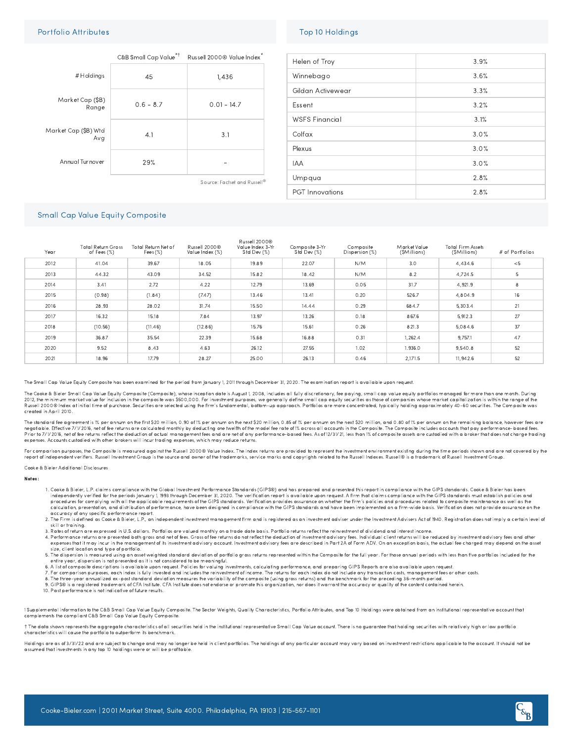## Portfolio Attributes

| | C&B Small Cap Value*† | Russell 2000® Value Index* |
|---|---|---|
| # Holdings | 45 | 1,436 |
| Market Cap ($B) Range | 0.6 – 8.7 | 0.01 – 14.7 |
| Market Cap ($B) Wtd Avg | 4.1 | 3.1 |
| Annual Turnover | 29% | – |

Source: Factset and Russell®

## Top 10 Holdings

| | |
|---|---|
| Helen of Troy | 3.9% |
| Winnebago | 3.6% |
| Gildan Activewear | 3.3% |
| Essent | 3.2% |
| WSFS Financial | 3.1% |
| Colfax | 3.0% |
| Plexus | 3.0% |
| IAA | 3.0% |
| Umpqua | 2.8% |
| PGT Innovations | 2.8% |

## Small Cap Value Equity Composite

| Year | Total Return Gross of Fees (%) | Total Return Net of Fees (%) | Russell 2000® Value Index (%) | Russell 2000® Value Index 3-Yr Std Dev (%) | Composite 3-Yr Std Dev (%) | Composite Dispersion (%) | Market Value ($Millions) | Total Firm Assets ($Millions) | # of Portfolios |
|---|---|---|---|---|---|---|---|---|---|
| 2012 | 41.04 | 39.67 | 18.05 | 19.89 | 22.07 | N/M | 3.0 | 4,434.6 | <5 |
| 2013 | 44.32 | 43.09 | 34.52 | 15.82 | 18.42 | N/M | 8.2 | 4,724.5 | 5 |
| 2014 | 3.41 | 2.72 | 4.22 | 12.79 | 13.69 | 0.05 | 31.7 | 4,921.9 | 8 |
| 2015 | (0.98) | (1.84) | (7.47) | 13.46 | 13.41 | 0.20 | 526.7 | 4,804.9 | 16 |
| 2016 | 28.93 | 28.02 | 31.74 | 15.50 | 14.44 | 0.29 | 684.7 | 5,303.4 | 21 |
| 2017 | 16.32 | 15.18 | 7.84 | 13.97 | 13.26 | 0.18 | 867.6 | 5,912.3 | 27 |
| 2018 | (10.56) | (11.46) | (12.86) | 15.76 | 15.61 | 0.26 | 821.3 | 5,084.6 | 37 |
| 2019 | 36.87 | 35.54 | 22.39 | 15.68 | 16.88 | 0.31 | 1,262.4 | 9,757.1 | 47 |
| 2020 | 9.52 | 8.43 | 4.63 | 26.12 | 27.55 | 1.02 | 1,936.0 | 9,540.8 | 52 |
| 2021 | 18.96 | 17.79 | 28.27 | 25.00 | 26.13 | 0.46 | 2,171.5 | 11,942.6 | 52 |

The Small Cap Value Equity Composite has been examined for the period from January 1, 2011 through December 31, 2020. The examination report is available upon request.

The Cooke & Bieler Small Cap Value Equity Composite (Composite), whose inception date is August 1, 2008, includes all fully discretionary, fee paying, small cap value equity portfolios managed for more than one month. During 2012, the minimum market value for inclusion in the composite was $500,000. For investment purposes, we generally define small cap equity securities as those of companies whose market capitalization is within the range of the Russell 2000® Index at initial time of purchase. Securities are selected using the firm's fundamental, bottom-up approach. Portfolios are more concentrated, typically holding approximately 40-60 securities. The Composite was created in April 2010.

The standard fee agreement is 1% per annum on the first $20 million, 0.90 of 1% per annum on the next $20 million, 0.85 of 1% per annum on the next $20 million, and 0.80 of 1% per annum on the remaining balance, however fees are negotiable. Effective 7/1/2016, net of fee returns are calculated monthly by deducting one twelfth of the model fee rate of 1% across all accounts in the Composite. The Composite includes accounts that pay performance-based fees. Prior to 7/1/2016, net of fee returns reflect the deduction of actual management fees and are net of any performance-based fees. As of 12/31/21, less than 1% of composite assets are custodied with a broker that does not charge trading expenses. Accounts custodied with other brokers will incur trading expenses, which may reduce returns.

For comparison purposes, the Composite is measured against the Russell 2000® Value Index. The index returns are provided to represent the investment environment existing during the time periods shown and are not covered by the report of independent verifiers. Russell Investment Group is the source and owner of the trademarks, service marks and copyrights related to the Russell Indexes. Russell® is a trademark of Russell Investment Group.

Cooke & Bieler Additional Disclosures

**Notes:**

1. Cooke & Bieler, L.P. claims compliance with the Global Investment Performance Standards (GIPS®) and has prepared and presented this report in compliance with the GIPS standards. Cooke & Bieler has been independently verified for the periods January 1, 1993 through December 31, 2020. The verification report is available upon request. A firm that claims compliance with the GIPS standards must establish policies and procedures for complying with all the applicable requirements of the GIPS standards. Verification provides assurance on whether the firm's policies and procedures related to composite maintenance as well as the calculation, presentation, and distribution of performance, have been designed in compliance with the GIPS standards and have been implemented on a firm-wide basis. Verification does not provide assurance on the accuracy of any specific performance report.
2. The Firm is defined as Cooke & Bieler, L.P., an independent investment management firm and is registered as an investment adviser under the Investment Advisers Act of 1940. Registration does not imply a certain level of skill or training.
3. Rates of return are expressed in U.S. dollars. Portfolios are valued monthly on a trade date basis. Portfolio returns reflect the reinvestment of dividend and interest income.
4. Performance returns are presented both gross and net of fees. Gross of fee returns do not reflect the deduction of investment advisory fees. Individual client returns will be reduced by investment advisory fees and other expenses that it may incur in the management of its investment advisory account. Investment advisory fees are described in Part 2A of Form ADV. On an exception basis, the actual fee charged may depend on the asset size, client location and type of portfolio.
5. The dispersion is measured using an asset weighted standard deviation of portfolio gross returns represented within the Composite for the full year. For those annual periods with less than five portfolios included for the entire year, dispersion is not presented as it is not considered to be meaningful.
6. A list of composite descriptions is available upon request. Policies for valuing investments, calculating performance, and preparing GIPS Reports are also available upon request.
7. For comparison purposes, each index is fully invested and includes the reinvestment of income. The returns for each index do not include any transaction costs, management fees or other costs.
8. The three-year annualized ex-post standard deviation measures the variability of the composite (using gross returns) and the benchmark for the preceding 36-month period.
9. GIPS® is a registered trademark of CFA Institute. CFA Institute does not endorse or promote this organization, nor does it warrant the accuracy or quality of the content contained herein.
10. Past performance is not indicative of future results.

† Supplemental information to the C&B Small Cap Value Equity Composite. The Sector Weights, Quality Characteristics, Portfolio Attributes, and Top 10 Holdings were obtained from an institutional representative account that complements the compliant C&B Small Cap Value Equity Composite.

† The data shown represents the aggregate characteristics of all securities held in the institutional representative Small Cap Value account. There is no guarantee that holding securities with relatively high or low portfolio characteristics will cause the portfolio to outperform its benchmark.

Holdings are as of 3/31/22 and are subject to change and may no longer be held in client portfolios. The holdings of any particular account may vary based on investment restrictions applicable to the account. It should not be assumed that investments in any top 10 holdings were or will be profitable.

Cooke-Bieler.com | 2001 Market Street, Suite 4000. Philadelphia, PA 19103 | 215-567-1101